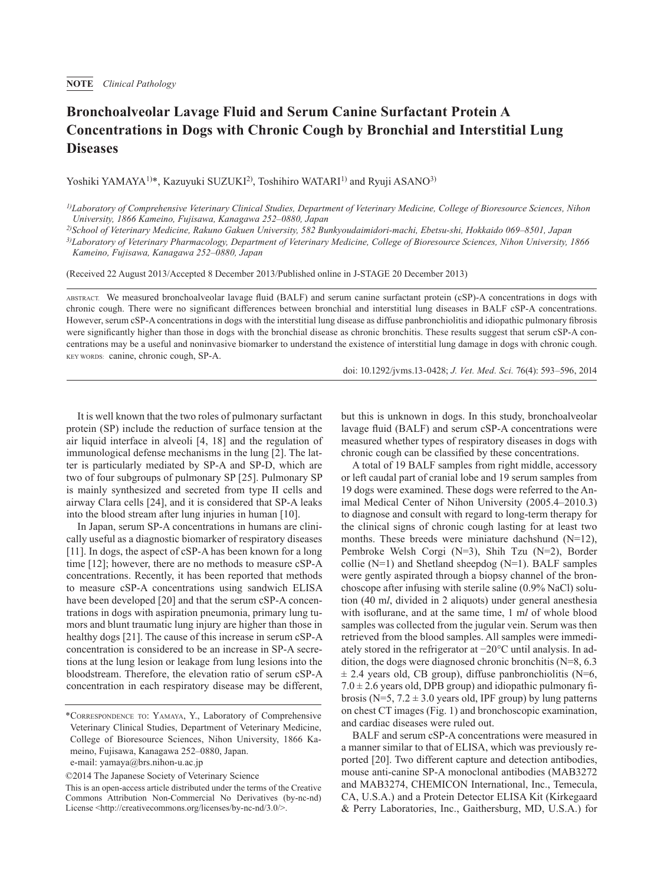**NOTE** *Clinical Pathology*

# Bronchoalveolar Lavage Fluid and Serum Canine Surfactant Protein A Concentrations in Dogs with Chronic Cough by Bronchial and Interstitial Lung Diseases

Yoshiki YAMAYA[1)*], Kazuyuki SUZUKI[2)], Toshihiro WATARI[1)] and Ryuji ASANO[3)]

[1)]*Laboratory of Comprehensive Veterinary Clinical Studies, Department of Veterinary Medicine, College of Bioresource Sciences, Nihon University, 1866 Kameino, Fujisawa, Kanagawa 252–0880, Japan*
[2)]*School of Veterinary Medicine, Rakuno Gakuen University, 582 Bunkyoudaimidori-machi, Ebetsu-shi, Hokkaido 069–8501, Japan*
[3)]*Laboratory of Veterinary Pharmacology, Department of Veterinary Medicine, College of Bioresource Sciences, Nihon University, 1866 Kameino, Fujisawa, Kanagawa 252–0880, Japan*

(Received 22 August 2013/Accepted 8 December 2013/Published online in J-STAGE 20 December 2013)

ABSTRACT. We measured bronchoalveolar lavage fluid (BALF) and serum canine surfactant protein (cSP)-A concentrations in dogs with chronic cough. There were no significant differences between bronchial and interstitial lung diseases in BALF cSP-A concentrations. However, serum cSP-A concentrations in dogs with the interstitial lung disease as diffuse panbronchiolitis and idiopathic pulmonary fibrosis were significantly higher than those in dogs with the bronchial disease as chronic bronchitis. These results suggest that serum cSP-A concentrations may be a useful and noninvasive biomarker to understand the existence of interstitial lung damage in dogs with chronic cough.

KEY WORDS: canine, chronic cough, SP-A.

doi: 10.1292/jvms.13-0428; *J. Vet. Med. Sci.* 76(4): 593–596, 2014

It is well known that the two roles of pulmonary surfactant protein (SP) include the reduction of surface tension at the air liquid interface in alveoli [4, 18] and the regulation of immunological defense mechanisms in the lung [2]. The latter is particularly mediated by SP-A and SP-D, which are two of four subgroups of pulmonary SP [25]. Pulmonary SP is mainly synthesized and secreted from type II cells and airway Clara cells [24], and it is considered that SP-A leaks into the blood stream after lung injuries in human [10].

In Japan, serum SP-A concentrations in humans are clinically useful as a diagnostic biomarker of respiratory diseases [11]. In dogs, the aspect of cSP-A has been known for a long time [12]; however, there are no methods to measure cSP-A concentrations. Recently, it has been reported that methods to measure cSP-A concentrations using sandwich ELISA have been developed [20] and that the serum cSP-A concentrations in dogs with aspiration pneumonia, primary lung tumors and blunt traumatic lung injury are higher than those in healthy dogs [21]. The cause of this increase in serum cSP-A concentration is considered to be an increase in SP-A secretions at the lung lesion or leakage from lung lesions into the bloodstream. Therefore, the elevation ratio of serum cSP-A concentration in each respiratory disease may be different, but this is unknown in dogs. In this study, bronchoalveolar lavage fluid (BALF) and serum cSP-A concentrations were measured whether types of respiratory diseases in dogs with chronic cough can be classified by these concentrations.

A total of 19 BALF samples from right middle, accessory or left caudal part of cranial lobe and 19 serum samples from 19 dogs were examined. These dogs were referred to the Animal Medical Center of Nihon University (2005.4–2010.3) to diagnose and consult with regard to long-term therapy for the clinical signs of chronic cough lasting for at least two months. These breeds were miniature dachshund (N=12), Pembroke Welsh Corgi (N=3), Shih Tzu (N=2), Border collie (N=1) and Shetland sheepdog (N=1). BALF samples were gently aspirated through a biopsy channel of the bronchoscope after infusing with sterile saline (0.9% NaCl) solution (40 m*l*, divided in 2 aliquots) under general anesthesia with isoflurane, and at the same time, 1 m*l* of whole blood samples was collected from the jugular vein. Serum was then retrieved from the blood samples. All samples were immediately stored in the refrigerator at −20°C until analysis. In addition, the dogs were diagnosed chronic bronchitis (N=8, 6.3 ± 2.4 years old, CB group), diffuse panbronchiolitis (N=6, 7.0 ± 2.6 years old, DPB group) and idiopathic pulmonary fibrosis (N=5, 7.2 ± 3.0 years old, IPF group) by lung patterns on chest CT images (Fig. 1) and bronchoscopic examination, and cardiac diseases were ruled out.

BALF and serum cSP-A concentrations were measured in a manner similar to that of ELISA, which was previously reported [20]. Two different capture and detection antibodies, mouse anti-canine SP-A monoclonal antibodies (MAB3272 and MAB3274, CHEMICON International, Inc., Temecula, CA, U.S.A.) and a Protein Detector ELISA Kit (Kirkegaard & Perry Laboratories, Inc., Gaithersburg, MD, U.S.A.) for

*Correspondence to: Yamaya, Y., Laboratory of Comprehensive Veterinary Clinical Studies, Department of Veterinary Medicine, College of Bioresource Sciences, Nihon University, 1866 Kameino, Fujisawa, Kanagawa 252–0880, Japan.
e-mail: yamaya@brs.nihon-u.ac.jp

©2014 The Japanese Society of Veterinary Science

This is an open-access article distributed under the terms of the Creative Commons Attribution Non-Commercial No Derivatives (by-nc-nd) License <http://creativecommons.org/licenses/by-nc-nd/3.0/>.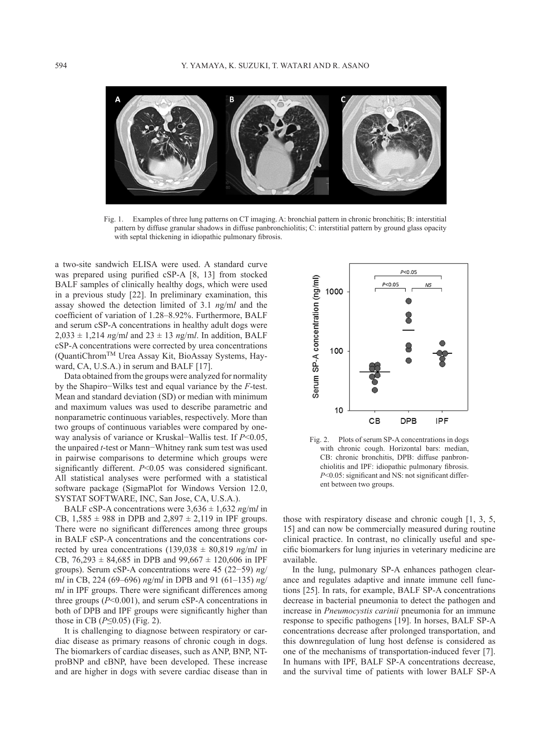Fig. 1. Examples of three lung patterns on CT imaging. A: bronchial pattern in chronic bronchitis; B: interstitial pattern by diffuse granular shadows in diffuse panbronchiolitis; C: interstitial pattern by ground glass opacity with septal thickening in idiopathic pulmonary fibrosis.

a two-site sandwich ELISA were used. A standard curve was prepared using purified cSP-A [8, 13] from stocked BALF samples of clinically healthy dogs, which were used in a previous study [22]. In preliminary examination, this assay showed the detection limited of 3.1 *n*g/m*l* and the coefficient of variation of 1.28–8.92%. Furthermore, BALF and serum cSP-A concentrations in healthy adult dogs were 2,033 ± 1,214 *n*g/m*l* and 23 ± 13 *n*g/m*l*. In addition, BALF cSP-A concentrations were corrected by urea concentrations (QuantiChrom[TM] Urea Assay Kit, BioAssay Systems, Hayward, CA, U.S.A.) in serum and BALF [17].

Data obtained from the groups were analyzed for normality by the Shapiro−Wilks test and equal variance by the *F*-test. Mean and standard deviation (SD) or median with minimum and maximum values was used to describe parametric and nonparametric continuous variables, respectively. More than two groups of continuous variables were compared by one-way analysis of variance or Kruskal−Wallis test. If $P<0.05$, the unpaired *t*-test or Mann−Whitney rank sum test was used in pairwise comparisons to determine which groups were significantly different. $P<0.05$ was considered significant. All statistical analyses were performed with a statistical software package (SigmaPlot for Windows Version 12.0, SYSTAT SOFTWARE, INC, San Jose, CA, U.S.A.).

BALF cSP-A concentrations were 3,636 ± 1,632 *n*g/m*l* in CB, 1,585 ± 988 in DPB and 2,897 ± 2,119 in IPF groups. There were no significant differences among three groups in BALF cSP-A concentrations and the concentrations corrected by urea concentrations (139,038 ± 80,819 *n*g/m*l* in CB, 76,293 ± 84,685 in DPB and 99,667 ± 120,606 in IPF groups). Serum cSP-A concentrations were 45 (22−59) *n*g/m*l* in CB, 224 (69−696) *n*g/m*l* in DPB and 91 (61−135) *n*g/m*l* in IPF groups. There were significant differences among three groups ($P<0.001$), and serum cSP-A concentrations in both of DPB and IPF groups were significantly higher than those in CB ($P\leq0.05$) (Fig. 2).

It is challenging to diagnose between respiratory or cardiac disease as primary reasons of chronic cough in dogs. The biomarkers of cardiac diseases, such as ANP, BNP, NT-proBNP and cBNP, have been developed. These increase and are higher in dogs with severe cardiac disease than in those with respiratory disease and chronic cough [1, 3, 5, 15] and can now be commercially measured during routine clinical practice. In contrast, no clinically useful and specific biomarkers for lung injuries in veterinary medicine are available.

Fig. 2. Plots of serum SP-A concentrations in dogs with chronic cough. Horizontal bars: median, CB: chronic bronchitis, DPB: diffuse panbronchiolitis and IPF: idiopathic pulmonary fibrosis. $P<0.05$: significant and NS: not significant different between two groups.

In the lung, pulmonary SP-A enhances pathogen clearance and regulates adaptive and innate immune cell functions [25]. In rats, for example, BALF SP-A concentrations decrease in bacterial pneumonia to detect the pathogen and increase in *Pneumocystis carinii* pneumonia for an immune response to specific pathogens [19]. In horses, BALF SP-A concentrations decrease after prolonged transportation, and this downregulation of lung host defense is considered as one of the mechanisms of transportation-induced fever [7]. In humans with IPF, BALF SP-A concentrations decrease, and the survival time of patients with lower BALF SP-A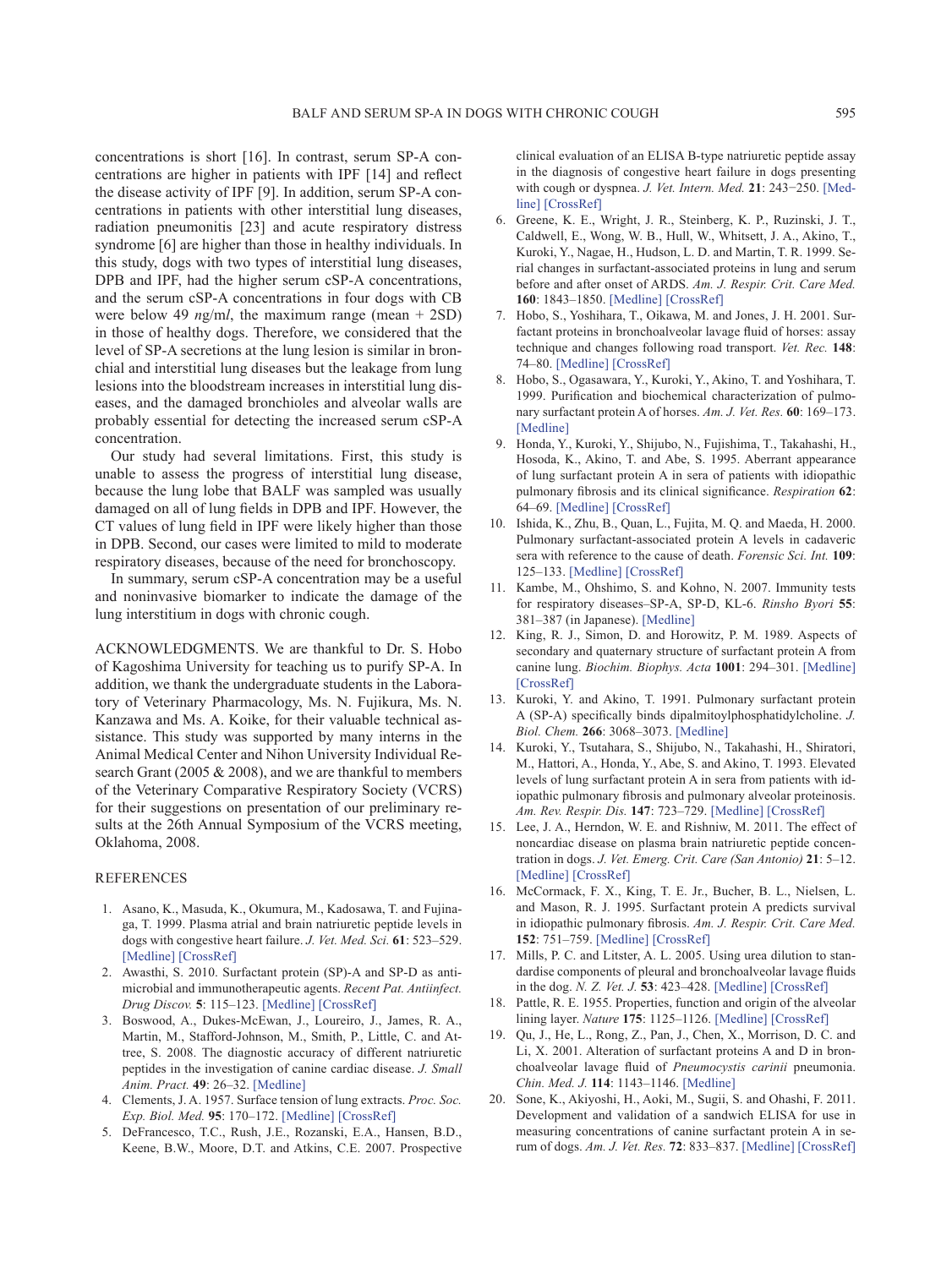concentrations is short [16]. In contrast, serum SP-A concentrations are higher in patients with IPF [14] and reflect the disease activity of IPF [9]. In addition, serum SP-A concentrations in patients with other interstitial lung diseases, radiation pneumonitis [23] and acute respiratory distress syndrome [6] are higher than those in healthy individuals. In this study, dogs with two types of interstitial lung diseases, DPB and IPF, had the higher serum cSP-A concentrations, and the serum cSP-A concentrations in four dogs with CB were below 49 *ng/ml*, the maximum range (mean + 2SD) in those of healthy dogs. Therefore, we considered that the level of SP-A secretions at the lung lesion is similar in bronchial and interstitial lung diseases but the leakage from lung lesions into the bloodstream increases in interstitial lung diseases, and the damaged bronchioles and alveolar walls are probably essential for detecting the increased serum cSP-A concentration.

Our study had several limitations. First, this study is unable to assess the progress of interstitial lung disease, because the lung lobe that BALF was sampled was usually damaged on all of lung fields in DPB and IPF. However, the CT values of lung field in IPF were likely higher than those in DPB. Second, our cases were limited to mild to moderate respiratory diseases, because of the need for bronchoscopy.

In summary, serum cSP-A concentration may be a useful and noninvasive biomarker to indicate the damage of the lung interstitium in dogs with chronic cough.

ACKNOWLEDGMENTS. We are thankful to Dr. S. Hobo of Kagoshima University for teaching us to purify SP-A. In addition, we thank the undergraduate students in the Laboratory of Veterinary Pharmacology, Ms. N. Fujikura, Ms. N. Kanzawa and Ms. A. Koike, for their valuable technical assistance. This study was supported by many interns in the Animal Medical Center and Nihon University Individual Research Grant (2005 & 2008), and we are thankful to members of the Veterinary Comparative Respiratory Society (VCRS) for their suggestions on presentation of our preliminary results at the 26th Annual Symposium of the VCRS meeting, Oklahoma, 2008.

## REFERENCES

1. Asano, K., Masuda, K., Okumura, M., Kadosawa, T. and Fujinaga, T. 1999. Plasma atrial and brain natriuretic peptide levels in dogs with congestive heart failure. *J. Vet. Med. Sci.* **61**: 523–529. [Medline] [CrossRef]
2. Awasthi, S. 2010. Surfactant protein (SP)-A and SP-D as antimicrobial and immunotherapeutic agents. *Recent Pat. Antiinfect. Drug Discov.* **5**: 115–123. [Medline] [CrossRef]
3. Boswood, A., Dukes-McEwan, J., Loureiro, J., James, R. A., Martin, M., Stafford-Johnson, M., Smith, P., Little, C. and Attree, S. 2008. The diagnostic accuracy of different natriuretic peptides in the investigation of canine cardiac disease. *J. Small Anim. Pract.* **49**: 26–32. [Medline]
4. Clements, J. A. 1957. Surface tension of lung extracts. *Proc. Soc. Exp. Biol. Med.* **95**: 170–172. [Medline] [CrossRef]
5. DeFrancesco, T.C., Rush, J.E., Rozanski, E.A., Hansen, B.D., Keene, B.W., Moore, D.T. and Atkins, C.E. 2007. Prospective clinical evaluation of an ELISA B-type natriuretic peptide assay in the diagnosis of congestive heart failure in dogs presenting with cough or dyspnea. *J. Vet. Intern. Med.* **21**: 243−250. [Medline] [CrossRef]
6. Greene, K. E., Wright, J. R., Steinberg, K. P., Ruzinski, J. T., Caldwell, E., Wong, W. B., Hull, W., Whitsett, J. A., Akino, T., Kuroki, Y., Nagae, H., Hudson, L. D. and Martin, T. R. 1999. Serial changes in surfactant-associated proteins in lung and serum before and after onset of ARDS. *Am. J. Respir. Crit. Care Med.* **160**: 1843–1850. [Medline] [CrossRef]
7. Hobo, S., Yoshihara, T., Oikawa, M. and Jones, J. H. 2001. Surfactant proteins in bronchoalveolar lavage fluid of horses: assay technique and changes following road transport. *Vet. Rec.* **148**: 74–80. [Medline] [CrossRef]
8. Hobo, S., Ogasawara, Y., Kuroki, Y., Akino, T. and Yoshihara, T. 1999. Purification and biochemical characterization of pulmonary surfactant protein A of horses. *Am. J. Vet. Res.* **60**: 169–173. [Medline]
9. Honda, Y., Kuroki, Y., Shijubo, N., Fujishima, T., Takahashi, H., Hosoda, K., Akino, T. and Abe, S. 1995. Aberrant appearance of lung surfactant protein A in sera of patients with idiopathic pulmonary fibrosis and its clinical significance. *Respiration* **62**: 64–69. [Medline] [CrossRef]
10. Ishida, K., Zhu, B., Quan, L., Fujita, M. Q. and Maeda, H. 2000. Pulmonary surfactant-associated protein A levels in cadaveric sera with reference to the cause of death. *Forensic Sci. Int.* **109**: 125–133. [Medline] [CrossRef]
11. Kambe, M., Ohshimo, S. and Kohno, N. 2007. Immunity tests for respiratory diseases–SP-A, SP-D, KL-6. *Rinsho Byori* **55**: 381–387 (in Japanese). [Medline]
12. King, R. J., Simon, D. and Horowitz, P. M. 1989. Aspects of secondary and quaternary structure of surfactant protein A from canine lung. *Biochim. Biophys. Acta* **1001**: 294–301. [Medline] [CrossRef]
13. Kuroki, Y. and Akino, T. 1991. Pulmonary surfactant protein A (SP-A) specifically binds dipalmitoylphosphatidylcholine. *J. Biol. Chem.* **266**: 3068–3073. [Medline]
14. Kuroki, Y., Tsutahara, S., Shijubo, N., Takahashi, H., Shiratori, M., Hattori, A., Honda, Y., Abe, S. and Akino, T. 1993. Elevated levels of lung surfactant protein A in sera from patients with idiopathic pulmonary fibrosis and pulmonary alveolar proteinosis. *Am. Rev. Respir. Dis.* **147**: 723–729. [Medline] [CrossRef]
15. Lee, J. A., Herndon, W. E. and Rishniw, M. 2011. The effect of noncardiac disease on plasma brain natriuretic peptide concentration in dogs. *J. Vet. Emerg. Crit. Care (San Antonio)* **21**: 5–12. [Medline] [CrossRef]
16. McCormack, F. X., King, T. E. Jr., Bucher, B. L., Nielsen, L. and Mason, R. J. 1995. Surfactant protein A predicts survival in idiopathic pulmonary fibrosis. *Am. J. Respir. Crit. Care Med.* **152**: 751–759. [Medline] [CrossRef]
17. Mills, P. C. and Litster, A. L. 2005. Using urea dilution to standardise components of pleural and bronchoalveolar lavage fluids in the dog. *N. Z. Vet. J.* **53**: 423–428. [Medline] [CrossRef]
18. Pattle, R. E. 1955. Properties, function and origin of the alveolar lining layer. *Nature* **175**: 1125–1126. [Medline] [CrossRef]
19. Qu, J., He, L., Rong, Z., Pan, J., Chen, X., Morrison, D. C. and Li, X. 2001. Alteration of surfactant proteins A and D in bronchoalveolar lavage fluid of *Pneumocystis carinii* pneumonia. *Chin. Med. J.* **114**: 1143–1146. [Medline]
20. Sone, K., Akiyoshi, H., Aoki, M., Sugii, S. and Ohashi, F. 2011. Development and validation of a sandwich ELISA for use in measuring concentrations of canine surfactant protein A in serum of dogs. *Am. J. Vet. Res.* **72**: 833–837. [Medline] [CrossRef]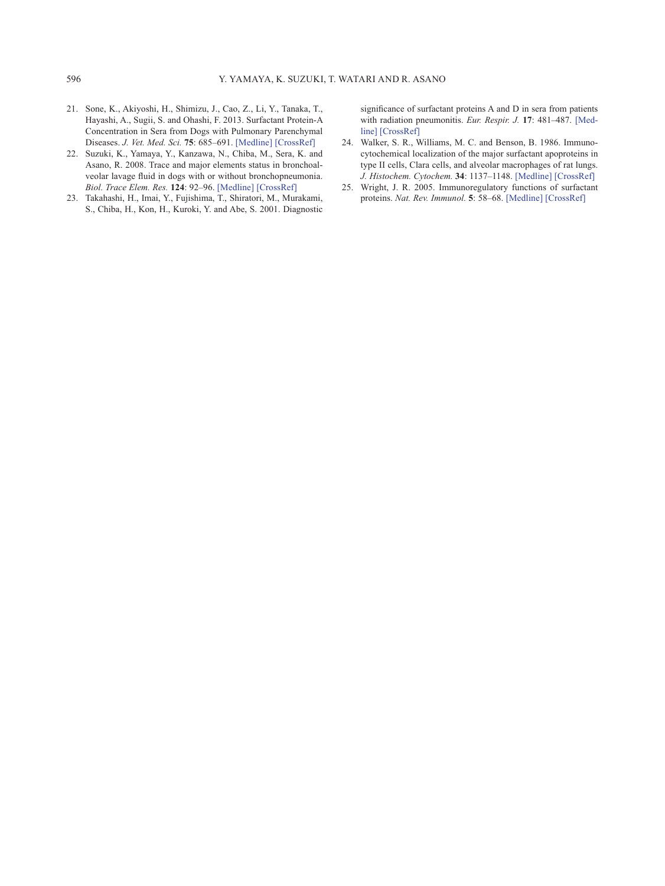21. Sone, K., Akiyoshi, H., Shimizu, J., Cao, Z., Li, Y., Tanaka, T., Hayashi, A., Sugii, S. and Ohashi, F. 2013. Surfactant Protein-A Concentration in Sera from Dogs with Pulmonary Parenchymal Diseases. *J. Vet. Med. Sci.* **75**: 685–691. [Medline] [CrossRef]
22. Suzuki, K., Yamaya, Y., Kanzawa, N., Chiba, M., Sera, K. and Asano, R. 2008. Trace and major elements status in bronchoalveolar lavage fluid in dogs with or without bronchopneumonia. *Biol. Trace Elem. Res.* **124**: 92–96. [Medline] [CrossRef]
23. Takahashi, H., Imai, Y., Fujishima, T., Shiratori, M., Murakami, S., Chiba, H., Kon, H., Kuroki, Y. and Abe, S. 2001. Diagnostic significance of surfactant proteins A and D in sera from patients with radiation pneumonitis. *Eur. Respir. J.* **17**: 481–487. [Medline] [CrossRef]
24. Walker, S. R., Williams, M. C. and Benson, B. 1986. Immunocytochemical localization of the major surfactant apoproteins in type II cells, Clara cells, and alveolar macrophages of rat lungs. *J. Histochem. Cytochem.* **34**: 1137–1148. [Medline] [CrossRef]
25. Wright, J. R. 2005. Immunoregulatory functions of surfactant proteins. *Nat. Rev. Immunol.* **5**: 58–68. [Medline] [CrossRef]